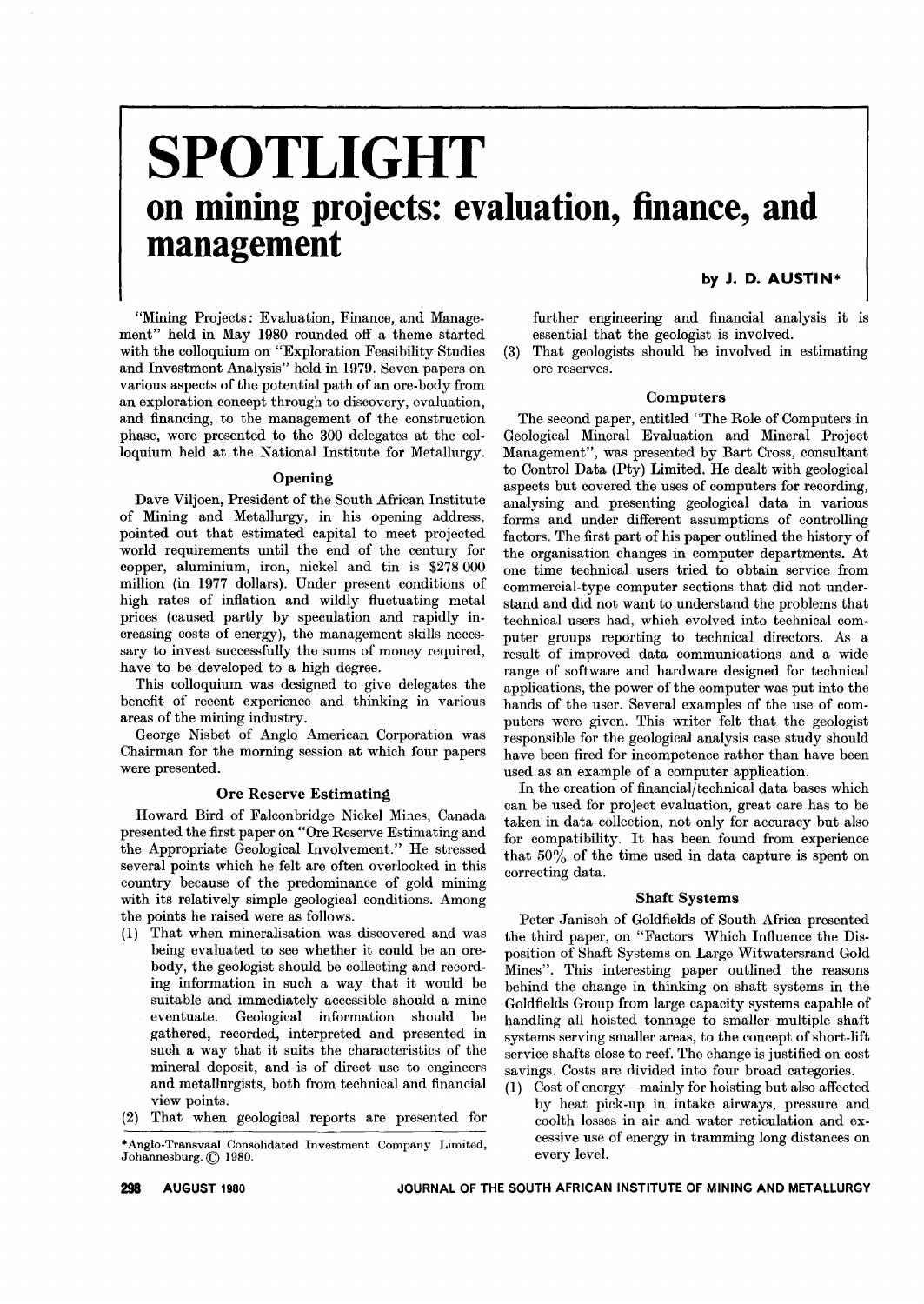# SPOTLIGHT

## on mining projects: evaluation, finance, and management

**by J. D. AUSTIN***

"Mining Projects: Evaluation, Finance, and Management" held in May 1980 rounded off a theme started with the colloquium on "Exploration Feasibility Studies and Investment Analysis" held in 1979. Seven papers on various aspects of the potential path of an ore-body from an exploration concept through to discovery, evaluation, and financing, to the management of the construction phase, were presented to the 300 delegates at the colloquium held at the National Institute for Metallurgy.

### Opening

Dave Viljoen, President of the South African Institute of Mining and Metallurgy, in his opening address, pointed out that estimated capital to meet projected world requirements until the end of the century for copper, aluminium, iron, nickel and tin is $278 000 million (in 1977 dollars). Under present conditions of high rates of inflation and wildly fluctuating metal prices (caused partly by speculation and rapidly increasing costs of energy), the management skills necessary to invest successfully the sums of money required, have to be developed to a high degree.

This colloquium was designed to give delegates the benefit of recent experience and thinking in various areas of the mining industry.

George Nisbet of Anglo American Corporation was Chairman for the morning session at which four papers were presented.

### Ore Reserve Estimating

Howard Bird of Falconbridge Nickel Mines, Canada presented the first paper on "Ore Reserve Estimating and the Appropriate Geological Involvement." He stressed several points which he felt are often overlooked in this country because of the predominance of gold mining with its relatively simple geological conditions. Among the points he raised were as follows.

(1) That when mineralisation was discovered and was being evaluated to see whether it could be an ore-body, the geologist should be collecting and recording information in such a way that it would be suitable and immediately accessible should a mine eventuate. Geological information should be gathered, recorded, interpreted and presented in such a way that it suits the characteristics of the mineral deposit, and is of direct use to engineers and metallurgists, both from technical and financial view points.
(2) That when geological reports are presented for further engineering and financial analysis it is essential that the geologist is involved.
(3) That geologists should be involved in estimating ore reserves.

### Computers

The second paper, entitled "The Role of Computers in Geological Mineral Evaluation and Mineral Project Management", was presented by Bart Cross, consultant to Control Data (Pty) Limited. He dealt with geological aspects but covered the uses of computers for recording, analysing and presenting geological data in various forms and under different assumptions of controlling factors. The first part of his paper outlined the history of the organisation changes in computer departments. At one time technical users tried to obtain service from commercial-type computer sections that did not understand and did not want to understand the problems that technical users had, which evolved into technical computer groups reporting to technical directors. As a result of improved data communications and a wide range of software and hardware designed for technical applications, the power of the computer was put into the hands of the user. Several examples of the use of computers were given. This writer felt that the geologist responsible for the geological analysis case study should have been fired for incompetence rather than have been used as an example of a computer application.

In the creation of financial/technical data bases which can be used for project evaluation, great care has to be taken in data collection, not only for accuracy but also for compatibility. It has been found from experience that 50% of the time used in data capture is spent on correcting data.

### Shaft Systems

Peter Janisch of Goldfields of South Africa presented the third paper, on "Factors Which Influence the Disposition of Shaft Systems on Large Witwatersrand Gold Mines". This interesting paper outlined the reasons behind the change in thinking on shaft systems in the Goldfields Group from large capacity systems capable of handling all hoisted tonnage to smaller multiple shaft systems serving smaller areas, to the concept of short-lift service shafts close to reef. The change is justified on cost savings. Costs are divided into four broad categories.

(1) Cost of energy—mainly for hoisting but also affected by heat pick-up in intake airways, pressure and coolth losses in air and water reticulation and excessive use of energy in tramming long distances on every level.

*Anglo-Transvaal Consolidated Investment Company Limited, Johannesburg. © 1980.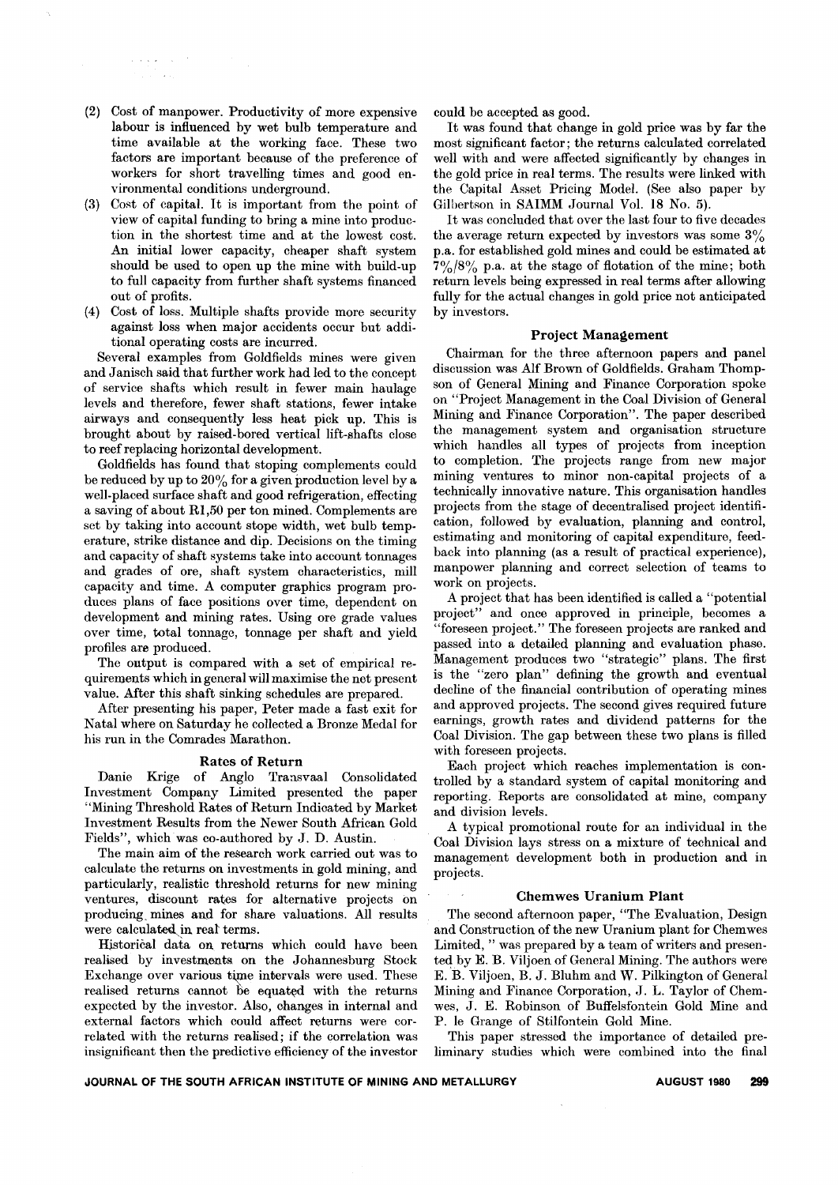(2) Cost of manpower. Productivity of more expensive labour is influenced by wet bulb temperature and time available at the working face. These two factors are important because of the preference of workers for short travelling times and good environmental conditions underground.

(3) Cost of capital. It is important from the point of view of capital funding to bring a mine into production in the shortest time and at the lowest cost. An initial lower capacity, cheaper shaft system should be used to open up the mine with build-up to full capacity from further shaft systems financed out of profits.

(4) Cost of loss. Multiple shafts provide more security against loss when major accidents occur but additional operating costs are incurred.

Several examples from Goldfields mines were given and Janisch said that further work had led to the concept of service shafts which result in fewer main haulage levels and therefore, fewer shaft stations, fewer intake airways and consequently less heat pick up. This is brought about by raised-bored vertical lift-shafts close to reef replacing horizontal development.

Goldfields has found that stoping complements could be reduced by up to 20% for a given production level by a well-placed surface shaft and good refrigeration, effecting a saving of about R1,50 per ton mined. Complements are set by taking into account stope width, wet bulb temperature, strike distance and dip. Decisions on the timing and capacity of shaft systems take into account tonnages and grades of ore, shaft system characteristics, mill capacity and time. A computer graphics program produces plans of face positions over time, dependent on development and mining rates. Using ore grade values over time, total tonnage, tonnage per shaft and yield profiles are produced.

The output is compared with a set of empirical requirements which in general will maximise the net present value. After this shaft sinking schedules are prepared.

After presenting his paper, Peter made a fast exit for Natal where on Saturday he collected a Bronze Medal for his run in the Comrades Marathon.

## Rates of Return

Danie Krige of Anglo Transvaal Consolidated Investment Company Limited presented the paper "Mining Threshold Rates of Return Indicated by Market Investment Results from the Newer South African Gold Fields", which was co-authored by J. D. Austin.

The main aim of the research work carried out was to calculate the returns on investments in gold mining, and particularly, realistic threshold returns for new mining ventures, discount rates for alternative projects on producing mines and for share valuations. All results were calculated in real terms.

Historical data on returns which could have been realised by investments on the Johannesburg Stock Exchange over various time intervals were used. These realised returns cannot be equated with the returns expected by the investor. Also, changes in internal and external factors which could affect returns were correlated with the returns realised; if the correlation was insignificant then the predictive efficiency of the investor could be accepted as good.

It was found that change in gold price was by far the most significant factor; the returns calculated correlated well with and were affected significantly by changes in the gold price in real terms. The results were linked with the Capital Asset Pricing Model. (See also paper by Gilbertson in SAIMM Journal Vol. 18 No. 5).

It was concluded that over the last four to five decades the average return expected by investors was some 3% p.a. for established gold mines and could be estimated at 7%/8% p.a. at the stage of flotation of the mine; both return levels being expressed in real terms after allowing fully for the actual changes in gold price not anticipated by investors.

## Project Management

Chairman for the three afternoon papers and panel discussion was Alf Brown of Goldfields. Graham Thompson of General Mining and Finance Corporation spoke on "Project Management in the Coal Division of General Mining and Finance Corporation". The paper described the management system and organisation structure which handles all types of projects from inception to completion. The projects range from new major mining ventures to minor non-capital projects of a technically innovative nature. This organisation handles projects from the stage of decentralised project identification, followed by evaluation, planning and control, estimating and monitoring of capital expenditure, feedback into planning (as a result of practical experience), manpower planning and correct selection of teams to work on projects.

A project that has been identified is called a "potential project" and once approved in principle, becomes a "foreseen project." The foreseen projects are ranked and passed into a detailed planning and evaluation phase. Management produces two "strategic" plans. The first is the "zero plan" defining the growth and eventual decline of the financial contribution of operating mines and approved projects. The second gives required future earnings, growth rates and dividend patterns for the Coal Division. The gap between these two plans is filled with foreseen projects.

Each project which reaches implementation is controlled by a standard system of capital monitoring and reporting. Reports are consolidated at mine, company and division levels.

A typical promotional route for an individual in the Coal Division lays stress on a mixture of technical and management development both in production and in projects.

## Chemwes Uranium Plant

The second afternoon paper, "The Evaluation, Design and Construction of the new Uranium plant for Chemwes Limited, " was prepared by a team of writers and presented by E. B. Viljoen of General Mining. The authors were E. B. Viljoen, B. J. Bluhm and W. Pilkington of General Mining and Finance Corporation, J. L. Taylor of Chemwes, J. E. Robinson of Buffelsfontein Gold Mine and P. le Grange of Stilfontein Gold Mine.

This paper stressed the importance of detailed preliminary studies which were combined into the final